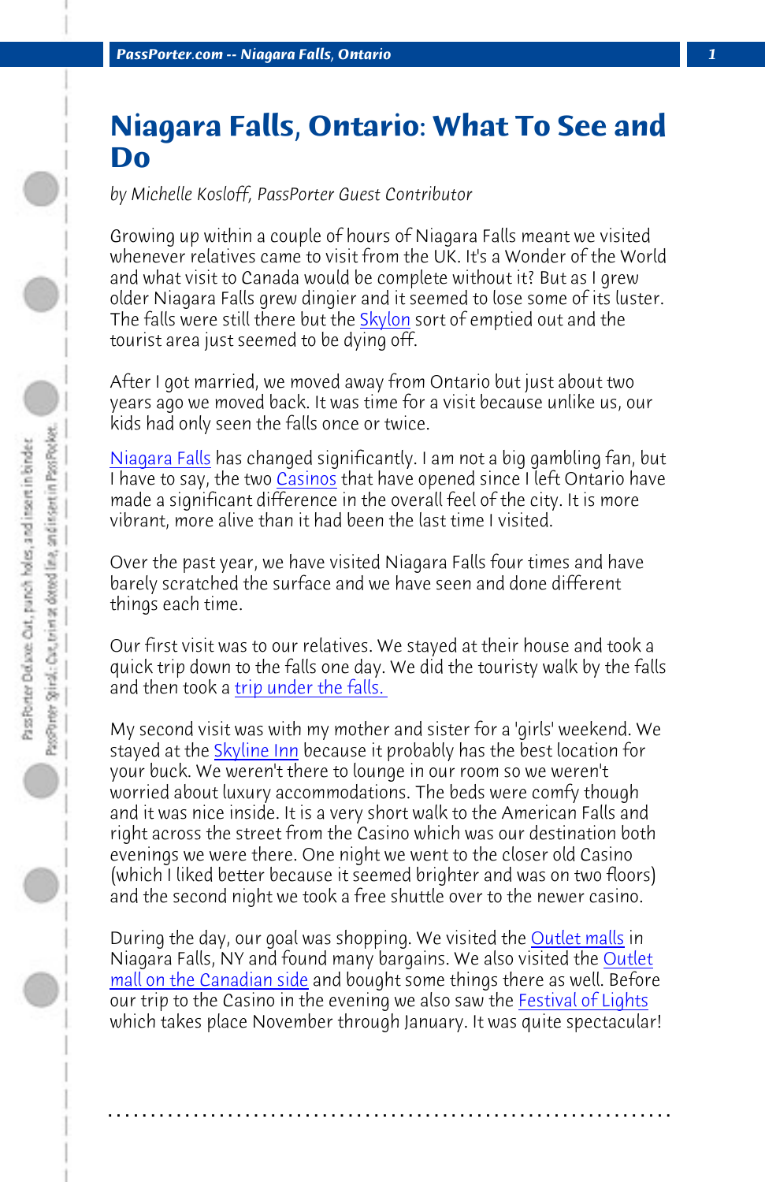# Niagara Falls, Ontario: What To See and Do

*by Michelle Kosloff, PassPorter Guest Contributor*

Growing up within a couple of hours of Niagara Falls meant we visited whenever relatives came to visit from the UK. It's a Wonder of the World and what visit to Canada would be complete without it? But as I grew older Niagara Falls grew dingier and it seemed to lose some of its luster. The falls were still there but the Skylon sort of emptied out and the tourist area just seemed to be dying off.

After I got married, we moved away from Ontario but just about two years ago we moved back. It was time for a visit because unlike us, our kids had only seen the falls once or twice.

Niagara Falls has changed significantly. I am not a big gambling fan, but I have to say, the two Casinos that have opened since I left Ontario have made a significant difference in the overall feel of the city. It is more vibrant, more alive than it had been the last time I visited.

Over the past year, we have visited Niagara Falls four times and have barely scratched the surface and we have seen and done different things each time.

Our first visit was to our relatives. We stayed at their house and took a quick trip down to the falls one day. We did the touristy walk by the falls and then took a trip under the falls.

My second visit was with my mother and sister for a 'girls' weekend. We stayed at the Skyline Inn because it probably has the best location for your buck. We weren't there to lounge in our room so we weren't worried about luxury accommodations. The beds were comfy though and it was nice inside. It is a very short walk to the American Falls and right across the street from the Casino which was our destination both evenings we were there. One night we went to the closer old Casino (which I liked better because it seemed brighter and was on two floors) and the second night we took a free shuttle over to the newer casino.

During the day, our goal was shopping. We visited the Outlet malls in Niagara Falls, NY and found many bargains. We also visited the Outlet mall on the Canadian side and bought some things there as well. Before our trip to the Casino in the evening we also saw the Festival of Lights which takes place November through January. It was quite spectacular!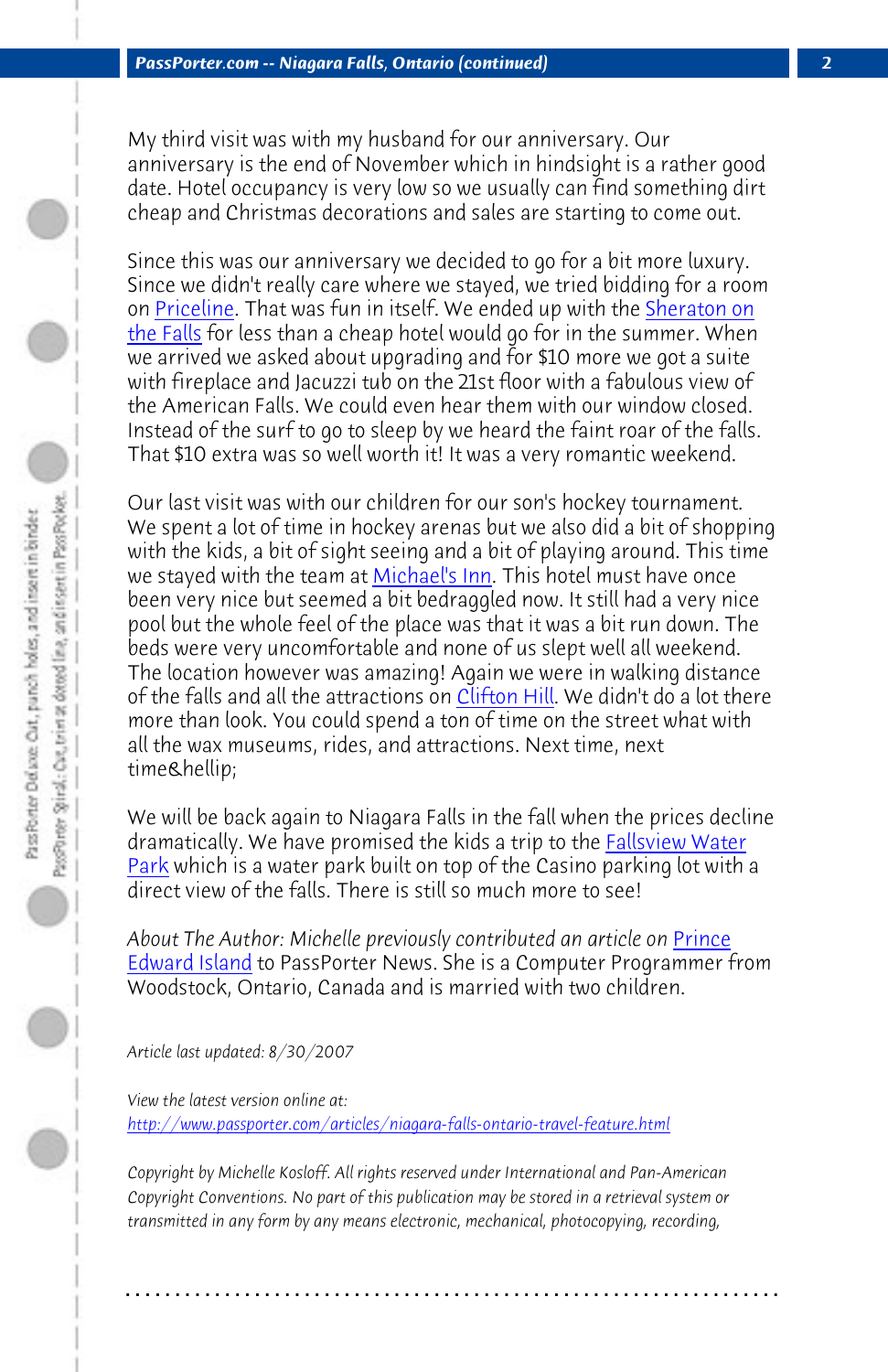My third visit was with my husband for our anniversary. Our anniversary is the end of November which in hindsight is a rather good date. Hotel occupancy is very low so we usually can find something dirt cheap and Christmas decorations and sales are starting to come out.

Since this was our anniversary we decided to go for a bit more luxury. Since we didn't really care where we stayed, we tried bidding for a room on Priceline. That was fun in itself. We ended up with the Sheraton on the Falls for less than a cheap hotel would go for in the summer. When we arrived we asked about upgrading and for $10 more we got a suite with fireplace and Jacuzzi tub on the 21st floor with a fabulous view of the American Falls. We could even hear them with our window closed. Instead of the surf to go to sleep by we heard the faint roar of the falls. That $10 extra was so well worth it! It was a very romantic weekend.

Our last visit was with our children for our son's hockey tournament. We spent a lot of time in hockey arenas but we also did a bit of shopping with the kids, a bit of sight seeing and a bit of playing around. This time we stayed with the team at Michael's Inn. This hotel must have once been very nice but seemed a bit bedraggled now. It still had a very nice pool but the whole feel of the place was that it was a bit run down. The beds were very uncomfortable and none of us slept well all weekend. The location however was amazing! Again we were in walking distance of the falls and all the attractions on Clifton Hill. We didn't do a lot there more than look. You could spend a ton of time on the street what with all the wax museums, rides, and attractions. Next time, next time&hellip;

We will be back again to Niagara Falls in the fall when the prices decline dramatically. We have promised the kids a trip to the Fallsview Water Park which is a water park built on top of the Casino parking lot with a direct view of the falls. There is still so much more to see!

*About The Author: Michelle previously contributed an article on Prince Edward Island* to PassPorter News. She is a Computer Programmer from Woodstock, Ontario, Canada and is married with two children.

*Article last updated: 8/30/2007*

*View the latest version online at:*
*http://www.passporter.com/articles/niagara-falls-ontario-travel-feature.html*

*Copyright by Michelle Kosloff. All rights reserved under International and Pan-American Copyright Conventions. No part of this publication may be stored in a retrieval system or transmitted in any form by any means electronic, mechanical, photocopying, recording,*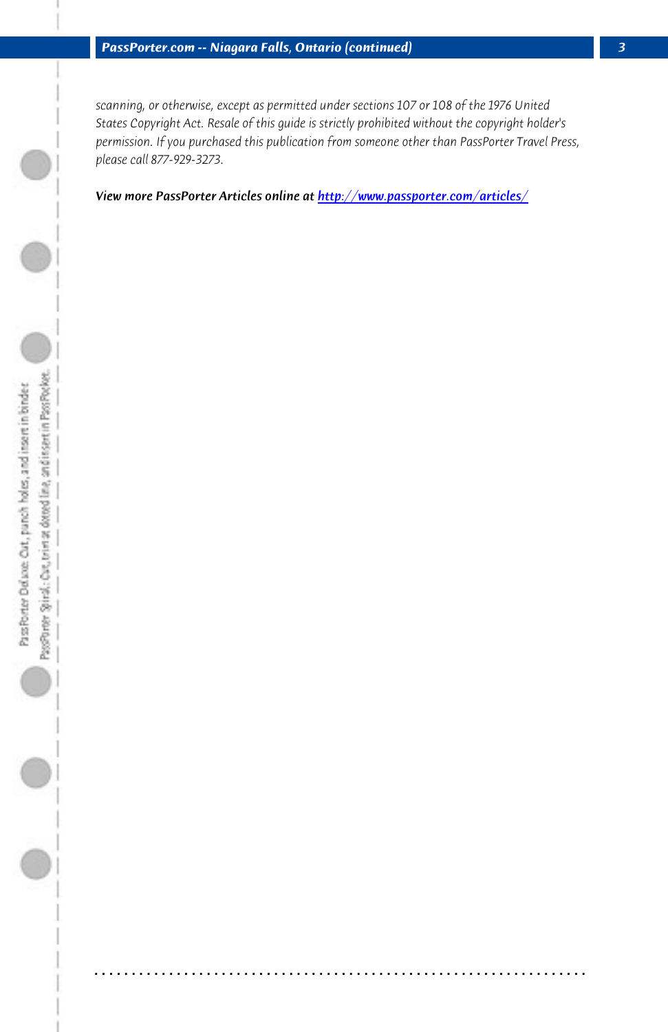*scanning, or otherwise, except as permitted under sections 107 or 108 of the 1976 United States Copyright Act. Resale of this guide is strictly prohibited without the copyright holder's permission. If you purchased this publication from someone other than PassPorter Travel Press, please call 877-929-3273.*

***View more PassPorter Articles online at [http://www.passporter.com/articles/](http://www.passporter.com/articles/)***